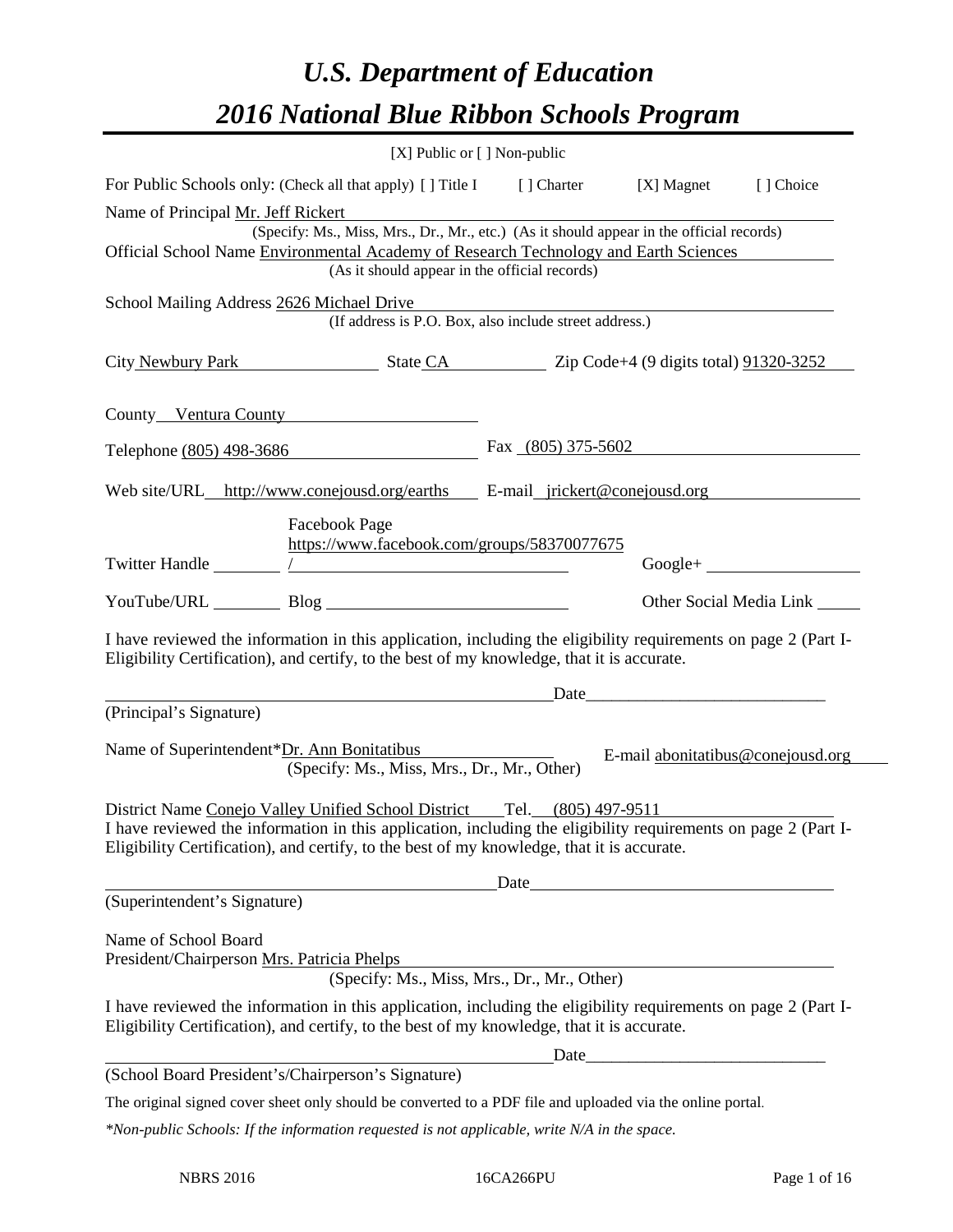# *U.S. Department of Education*

# *2016 National Blue Ribbon Schools Program*

[X] Public or [ ] Non-public

For Public Schools only: (Check all that apply) [ ] Title I [ ] Charter [X] Magnet [ ] Choice

Name of Principal Mr. Jeff Rickert
(Specify: Ms., Miss, Mrs., Dr., Mr., etc.) (As it should appear in the official records)

Official School Name Environmental Academy of Research Technology and Earth Sciences
(As it should appear in the official records)

School Mailing Address 2626 Michael Drive
(If address is P.O. Box, also include street address.)

City Newbury Park State CA Zip Code+4 (9 digits total) 91320-3252

County Ventura County

Telephone (805) 498-3686 Fax (805) 375-5602

Web site/URL http://www.conejousd.org/earths E-mail jrickert@conejousd.org

Twitter Handle ________ Facebook Page https://www.facebook.com/groups/58370077675/ Google+ ________

YouTube/URL ________ Blog ________ Other Social Media Link ________

I have reviewed the information in this application, including the eligibility requirements on page 2 (Part I-Eligibility Certification), and certify, to the best of my knowledge, that it is accurate.

_______________________________ Date_______________________
(Principal's Signature)

Name of Superintendent* Dr. Ann Bonitatibus E-mail abonitatibus@conejousd.org
(Specify: Ms., Miss, Mrs., Dr., Mr., Other)

District Name Conejo Valley Unified School District Tel. (805) 497-9511

I have reviewed the information in this application, including the eligibility requirements on page 2 (Part I-Eligibility Certification), and certify, to the best of my knowledge, that it is accurate.

_______________________________ Date_______________________
(Superintendent's Signature)

Name of School Board
President/Chairperson Mrs. Patricia Phelps
(Specify: Ms., Miss, Mrs., Dr., Mr., Other)

I have reviewed the information in this application, including the eligibility requirements on page 2 (Part I-Eligibility Certification), and certify, to the best of my knowledge, that it is accurate.

_______________________________ Date_______________________
(School Board President's/Chairperson's Signature)

The original signed cover sheet only should be converted to a PDF file and uploaded via the online portal.

*\*Non-public Schools: If the information requested is not applicable, write N/A in the space.*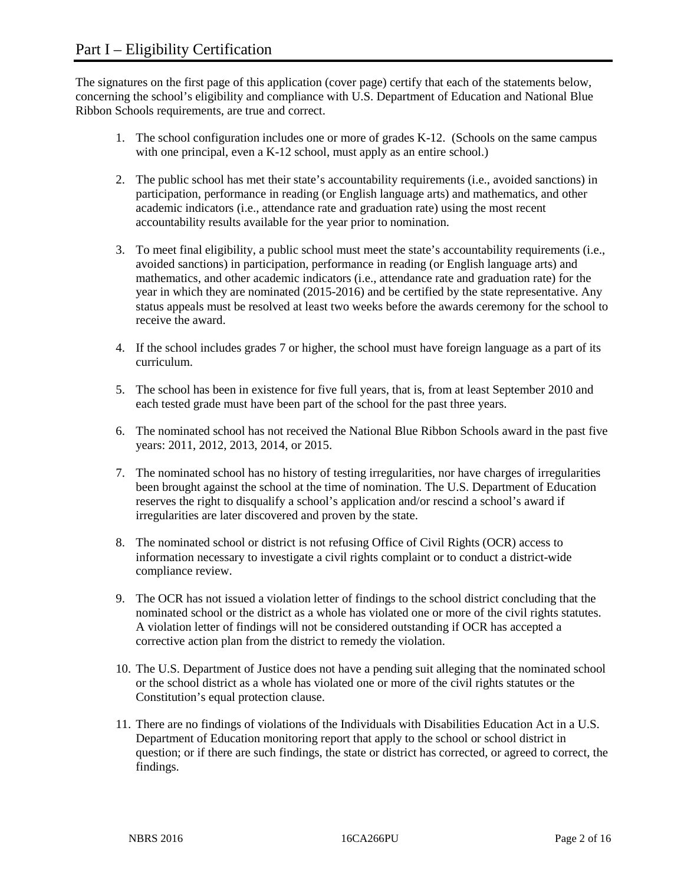# Part I – Eligibility Certification

The signatures on the first page of this application (cover page) certify that each of the statements below, concerning the school's eligibility and compliance with U.S. Department of Education and National Blue Ribbon Schools requirements, are true and correct.

1. The school configuration includes one or more of grades K-12. (Schools on the same campus with one principal, even a K-12 school, must apply as an entire school.)

2. The public school has met their state's accountability requirements (i.e., avoided sanctions) in participation, performance in reading (or English language arts) and mathematics, and other academic indicators (i.e., attendance rate and graduation rate) using the most recent accountability results available for the year prior to nomination.

3. To meet final eligibility, a public school must meet the state's accountability requirements (i.e., avoided sanctions) in participation, performance in reading (or English language arts) and mathematics, and other academic indicators (i.e., attendance rate and graduation rate) for the year in which they are nominated (2015-2016) and be certified by the state representative. Any status appeals must be resolved at least two weeks before the awards ceremony for the school to receive the award.

4. If the school includes grades 7 or higher, the school must have foreign language as a part of its curriculum.

5. The school has been in existence for five full years, that is, from at least September 2010 and each tested grade must have been part of the school for the past three years.

6. The nominated school has not received the National Blue Ribbon Schools award in the past five years: 2011, 2012, 2013, 2014, or 2015.

7. The nominated school has no history of testing irregularities, nor have charges of irregularities been brought against the school at the time of nomination. The U.S. Department of Education reserves the right to disqualify a school's application and/or rescind a school's award if irregularities are later discovered and proven by the state.

8. The nominated school or district is not refusing Office of Civil Rights (OCR) access to information necessary to investigate a civil rights complaint or to conduct a district-wide compliance review.

9. The OCR has not issued a violation letter of findings to the school district concluding that the nominated school or the district as a whole has violated one or more of the civil rights statutes. A violation letter of findings will not be considered outstanding if OCR has accepted a corrective action plan from the district to remedy the violation.

10. The U.S. Department of Justice does not have a pending suit alleging that the nominated school or the school district as a whole has violated one or more of the civil rights statutes or the Constitution's equal protection clause.

11. There are no findings of violations of the Individuals with Disabilities Education Act in a U.S. Department of Education monitoring report that apply to the school or school district in question; or if there are such findings, the state or district has corrected, or agreed to correct, the findings.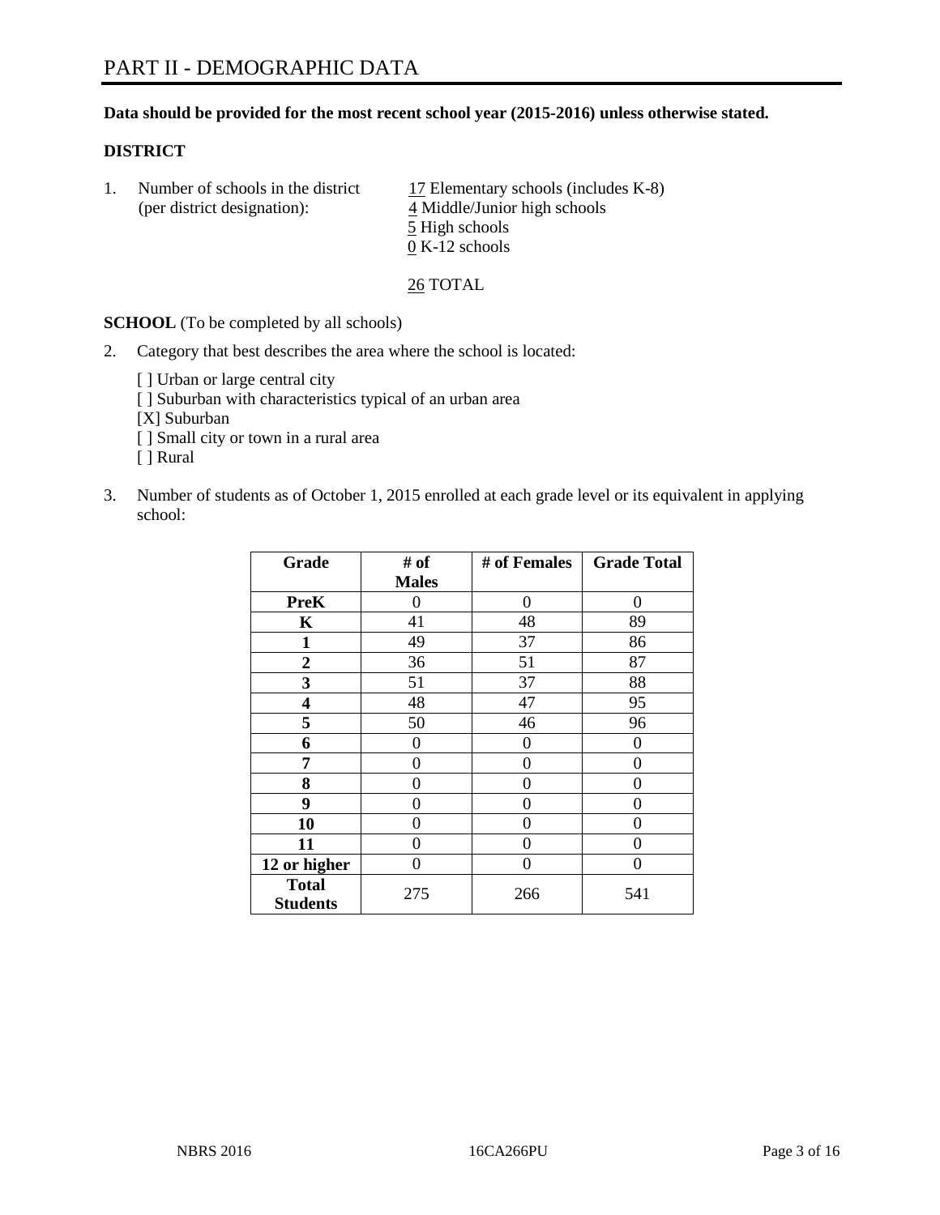# PART II - DEMOGRAPHIC DATA

**Data should be provided for the most recent school year (2015-2016) unless otherwise stated.**

**DISTRICT**

1. Number of schools in the district (per district designation):
   17 Elementary schools (includes K-8)
   4 Middle/Junior high schools
   5 High schools
   0 K-12 schools

   26 TOTAL

**SCHOOL** (To be completed by all schools)

2. Category that best describes the area where the school is located:

   [ ] Urban or large central city
   [ ] Suburban with characteristics typical of an urban area
   [X] Suburban
   [ ] Small city or town in a rural area
   [ ] Rural

3. Number of students as of October 1, 2015 enrolled at each grade level or its equivalent in applying school:

| Grade | # of Males | # of Females | Grade Total |
|---|---|---|---|
| **PreK** | 0 | 0 | 0 |
| **K** | 41 | 48 | 89 |
| **1** | 49 | 37 | 86 |
| **2** | 36 | 51 | 87 |
| **3** | 51 | 37 | 88 |
| **4** | 48 | 47 | 95 |
| **5** | 50 | 46 | 96 |
| **6** | 0 | 0 | 0 |
| **7** | 0 | 0 | 0 |
| **8** | 0 | 0 | 0 |
| **9** | 0 | 0 | 0 |
| **10** | 0 | 0 | 0 |
| **11** | 0 | 0 | 0 |
| **12 or higher** | 0 | 0 | 0 |
| **Total Students** | 275 | 266 | 541 |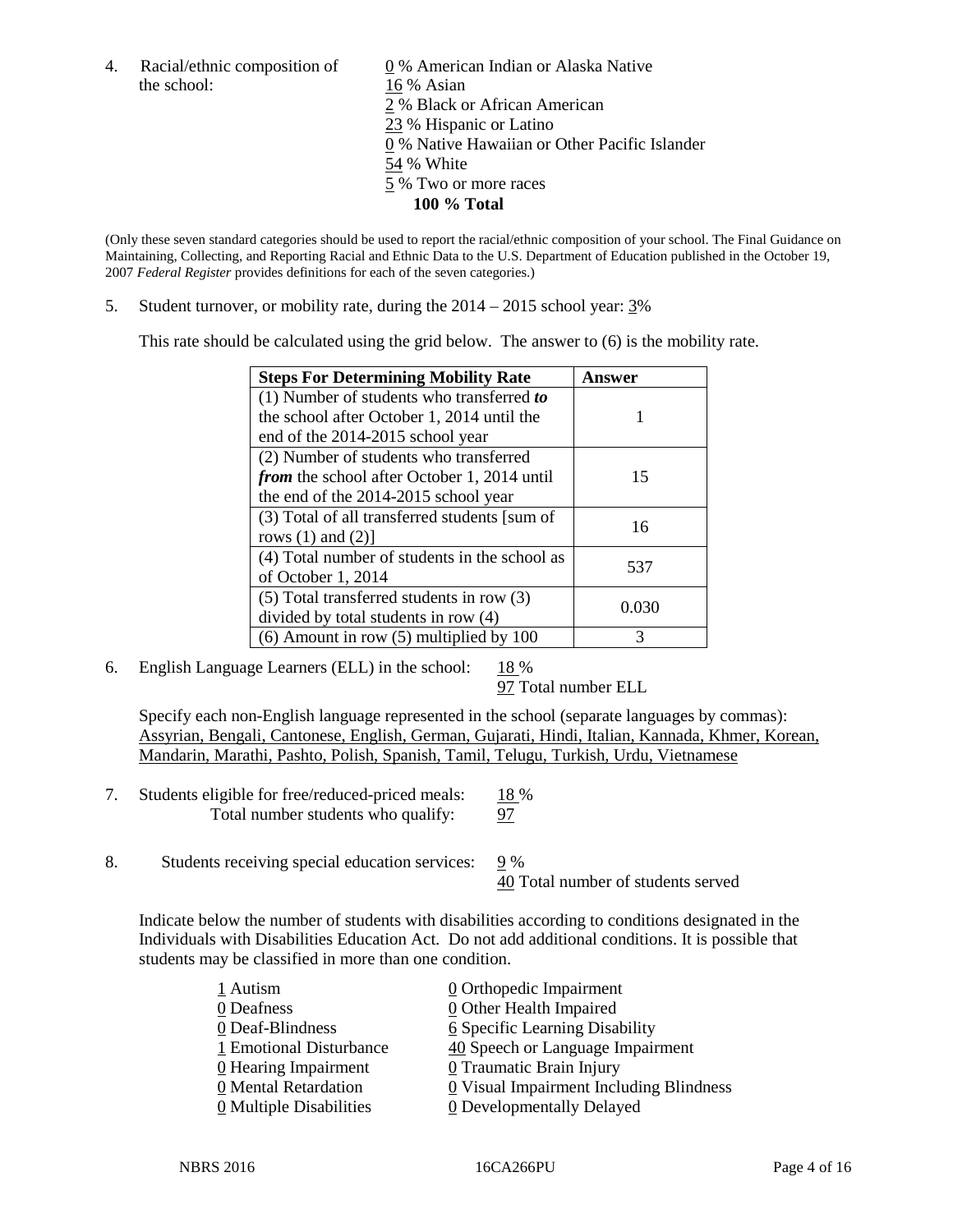4. Racial/ethnic composition of the school:

0 % American Indian or Alaska Native
16 % Asian
2 % Black or African American
23 % Hispanic or Latino
0 % Native Hawaiian or Other Pacific Islander
54 % White
5 % Two or more races
**100 % Total**

(Only these seven standard categories should be used to report the racial/ethnic composition of your school. The Final Guidance on Maintaining, Collecting, and Reporting Racial and Ethnic Data to the U.S. Department of Education published in the October 19, 2007 *Federal Register* provides definitions for each of the seven categories.)

5. Student turnover, or mobility rate, during the 2014 – 2015 school year: 3%

This rate should be calculated using the grid below. The answer to (6) is the mobility rate.

| **Steps For Determining Mobility Rate** | **Answer** |
|---|---|
| (1) Number of students who transferred ***to*** the school after October 1, 2014 until the end of the 2014-2015 school year | 1 |
| (2) Number of students who transferred ***from*** the school after October 1, 2014 until the end of the 2014-2015 school year | 15 |
| (3) Total of all transferred students [sum of rows (1) and (2)] | 16 |
| (4) Total number of students in the school as of October 1, 2014 | 537 |
| (5) Total transferred students in row (3) divided by total students in row (4) | 0.030 |
| (6) Amount in row (5) multiplied by 100 | 3 |

6. English Language Learners (ELL) in the school: 18 %
97 Total number ELL

Specify each non-English language represented in the school (separate languages by commas):
Assyrian, Bengali, Cantonese, English, German, Gujarati, Hindi, Italian, Kannada, Khmer, Korean, Mandarin, Marathi, Pashto, Polish, Spanish, Tamil, Telugu, Turkish, Urdu, Vietnamese

7. Students eligible for free/reduced-priced meals: 18 %
Total number students who qualify: 97

8. Students receiving special education services: 9 %
40 Total number of students served

Indicate below the number of students with disabilities according to conditions designated in the Individuals with Disabilities Education Act. Do not add additional conditions. It is possible that students may be classified in more than one condition.

1 Autism
0 Deafness
0 Deaf-Blindness
1 Emotional Disturbance
0 Hearing Impairment
0 Mental Retardation
0 Multiple Disabilities
0 Orthopedic Impairment
0 Other Health Impaired
6 Specific Learning Disability
40 Speech or Language Impairment
0 Traumatic Brain Injury
0 Visual Impairment Including Blindness
0 Developmentally Delayed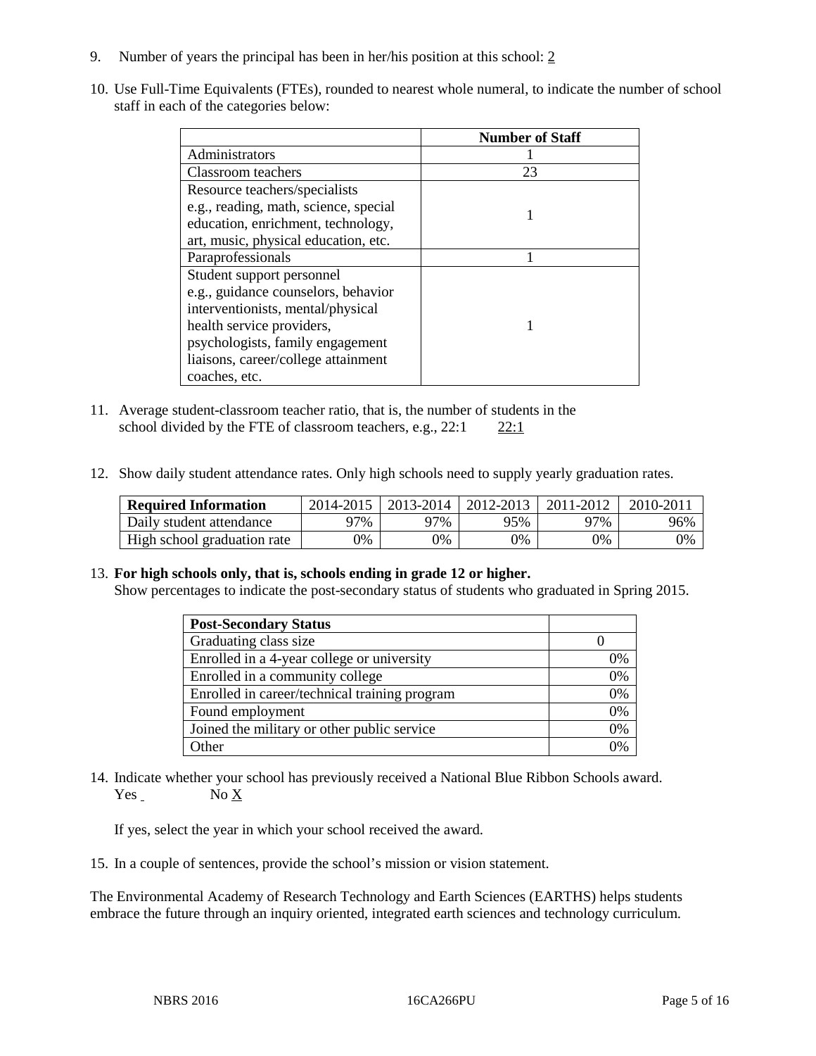9. Number of years the principal has been in her/his position at this school: 2

10. Use Full-Time Equivalents (FTEs), rounded to nearest whole numeral, to indicate the number of school staff in each of the categories below:

| | Number of Staff |
|---|---|
| Administrators | 1 |
| Classroom teachers | 23 |
| Resource teachers/specialists e.g., reading, math, science, special education, enrichment, technology, art, music, physical education, etc. | 1 |
| Paraprofessionals | 1 |
| Student support personnel e.g., guidance counselors, behavior interventionists, mental/physical health service providers, psychologists, family engagement liaisons, career/college attainment coaches, etc. | 1 |

11. Average student-classroom teacher ratio, that is, the number of students in the school divided by the FTE of classroom teachers, e.g., 22:1 22:1

12. Show daily student attendance rates. Only high schools need to supply yearly graduation rates.

| Required Information | 2014-2015 | 2013-2014 | 2012-2013 | 2011-2012 | 2010-2011 |
|---|---|---|---|---|---|
| Daily student attendance | 97% | 97% | 95% | 97% | 96% |
| High school graduation rate | 0% | 0% | 0% | 0% | 0% |

13. **For high schools only, that is, schools ending in grade 12 or higher.**
Show percentages to indicate the post-secondary status of students who graduated in Spring 2015.

| Post-Secondary Status | |
|---|---|
| Graduating class size | 0 |
| Enrolled in a 4-year college or university | 0% |
| Enrolled in a community college | 0% |
| Enrolled in career/technical training program | 0% |
| Found employment | 0% |
| Joined the military or other public service | 0% |
| Other | 0% |

14. Indicate whether your school has previously received a National Blue Ribbon Schools award.
Yes No X

If yes, select the year in which your school received the award.

15. In a couple of sentences, provide the school's mission or vision statement.

The Environmental Academy of Research Technology and Earth Sciences (EARTHS) helps students embrace the future through an inquiry oriented, integrated earth sciences and technology curriculum.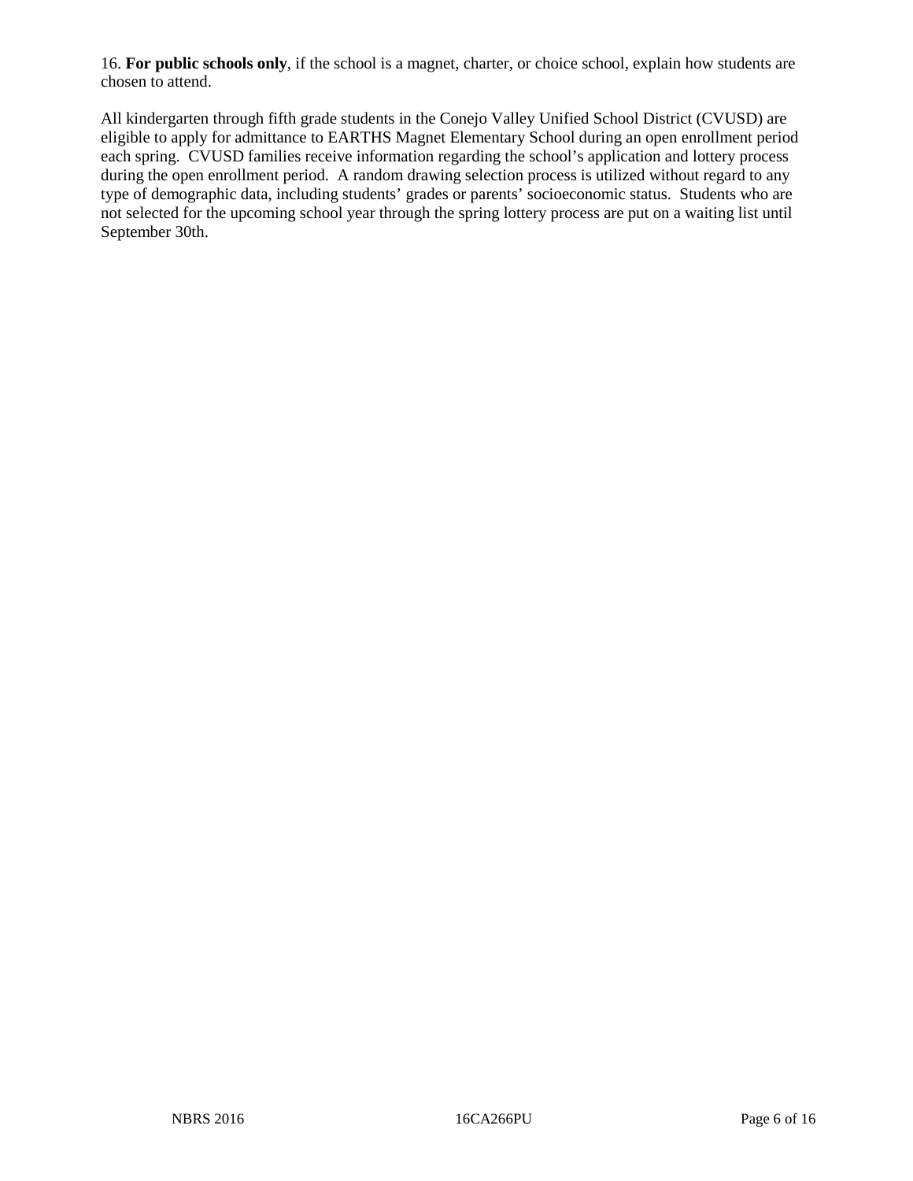16. **For public schools only**, if the school is a magnet, charter, or choice school, explain how students are chosen to attend.

All kindergarten through fifth grade students in the Conejo Valley Unified School District (CVUSD) are eligible to apply for admittance to EARTHS Magnet Elementary School during an open enrollment period each spring. CVUSD families receive information regarding the school's application and lottery process during the open enrollment period. A random drawing selection process is utilized without regard to any type of demographic data, including students' grades or parents' socioeconomic status. Students who are not selected for the upcoming school year through the spring lottery process are put on a waiting list until September 30th.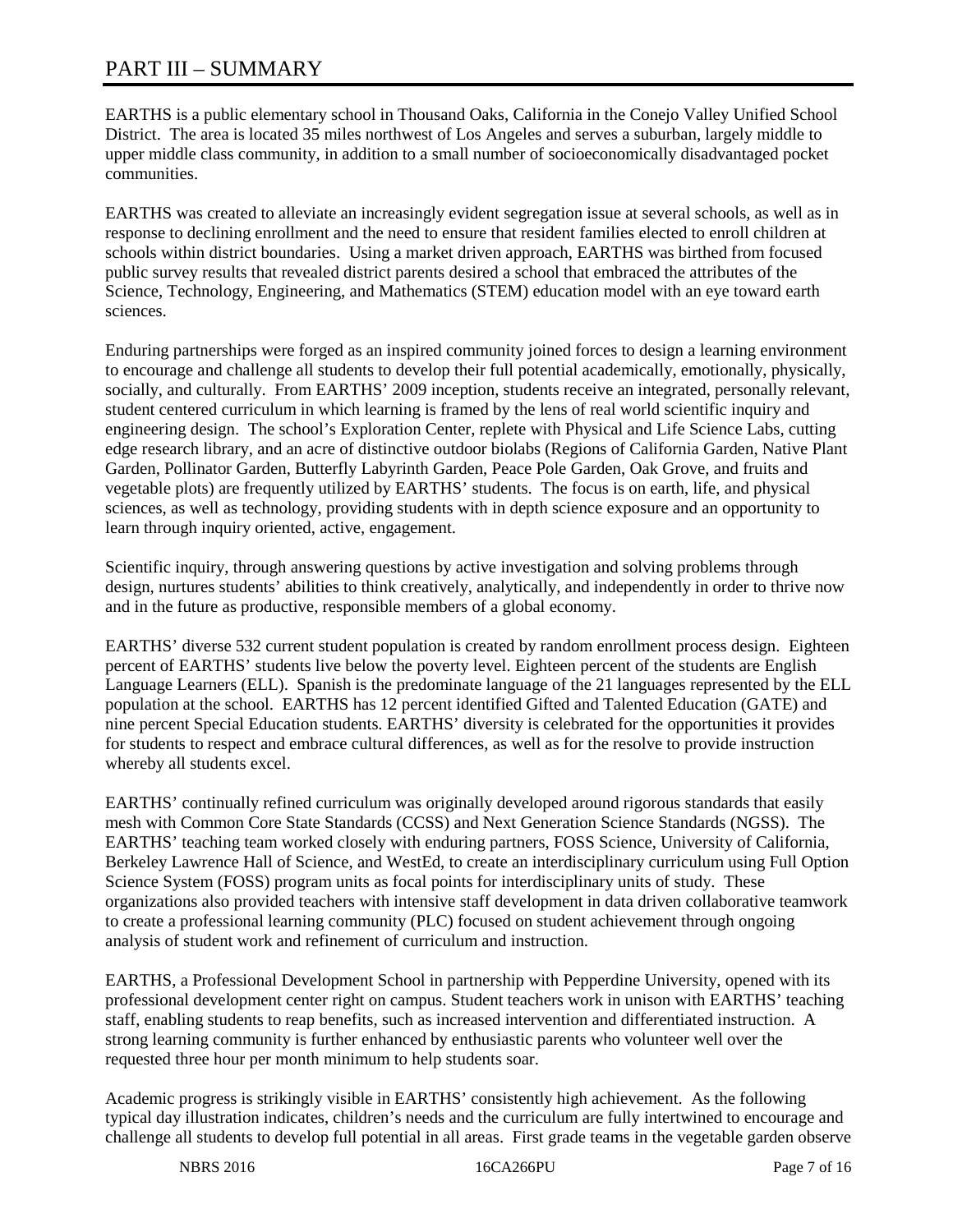# PART III – SUMMARY

EARTHS is a public elementary school in Thousand Oaks, California in the Conejo Valley Unified School District. The area is located 35 miles northwest of Los Angeles and serves a suburban, largely middle to upper middle class community, in addition to a small number of socioeconomically disadvantaged pocket communities.

EARTHS was created to alleviate an increasingly evident segregation issue at several schools, as well as in response to declining enrollment and the need to ensure that resident families elected to enroll children at schools within district boundaries. Using a market driven approach, EARTHS was birthed from focused public survey results that revealed district parents desired a school that embraced the attributes of the Science, Technology, Engineering, and Mathematics (STEM) education model with an eye toward earth sciences.

Enduring partnerships were forged as an inspired community joined forces to design a learning environment to encourage and challenge all students to develop their full potential academically, emotionally, physically, socially, and culturally. From EARTHS' 2009 inception, students receive an integrated, personally relevant, student centered curriculum in which learning is framed by the lens of real world scientific inquiry and engineering design. The school's Exploration Center, replete with Physical and Life Science Labs, cutting edge research library, and an acre of distinctive outdoor biolabs (Regions of California Garden, Native Plant Garden, Pollinator Garden, Butterfly Labyrinth Garden, Peace Pole Garden, Oak Grove, and fruits and vegetable plots) are frequently utilized by EARTHS' students. The focus is on earth, life, and physical sciences, as well as technology, providing students with in depth science exposure and an opportunity to learn through inquiry oriented, active, engagement.

Scientific inquiry, through answering questions by active investigation and solving problems through design, nurtures students' abilities to think creatively, analytically, and independently in order to thrive now and in the future as productive, responsible members of a global economy.

EARTHS' diverse 532 current student population is created by random enrollment process design. Eighteen percent of EARTHS' students live below the poverty level. Eighteen percent of the students are English Language Learners (ELL). Spanish is the predominate language of the 21 languages represented by the ELL population at the school. EARTHS has 12 percent identified Gifted and Talented Education (GATE) and nine percent Special Education students. EARTHS' diversity is celebrated for the opportunities it provides for students to respect and embrace cultural differences, as well as for the resolve to provide instruction whereby all students excel.

EARTHS' continually refined curriculum was originally developed around rigorous standards that easily mesh with Common Core State Standards (CCSS) and Next Generation Science Standards (NGSS). The EARTHS' teaching team worked closely with enduring partners, FOSS Science, University of California, Berkeley Lawrence Hall of Science, and WestEd, to create an interdisciplinary curriculum using Full Option Science System (FOSS) program units as focal points for interdisciplinary units of study. These organizations also provided teachers with intensive staff development in data driven collaborative teamwork to create a professional learning community (PLC) focused on student achievement through ongoing analysis of student work and refinement of curriculum and instruction.

EARTHS, a Professional Development School in partnership with Pepperdine University, opened with its professional development center right on campus. Student teachers work in unison with EARTHS' teaching staff, enabling students to reap benefits, such as increased intervention and differentiated instruction. A strong learning community is further enhanced by enthusiastic parents who volunteer well over the requested three hour per month minimum to help students soar.

Academic progress is strikingly visible in EARTHS' consistently high achievement. As the following typical day illustration indicates, children's needs and the curriculum are fully intertwined to encourage and challenge all students to develop full potential in all areas. First grade teams in the vegetable garden observe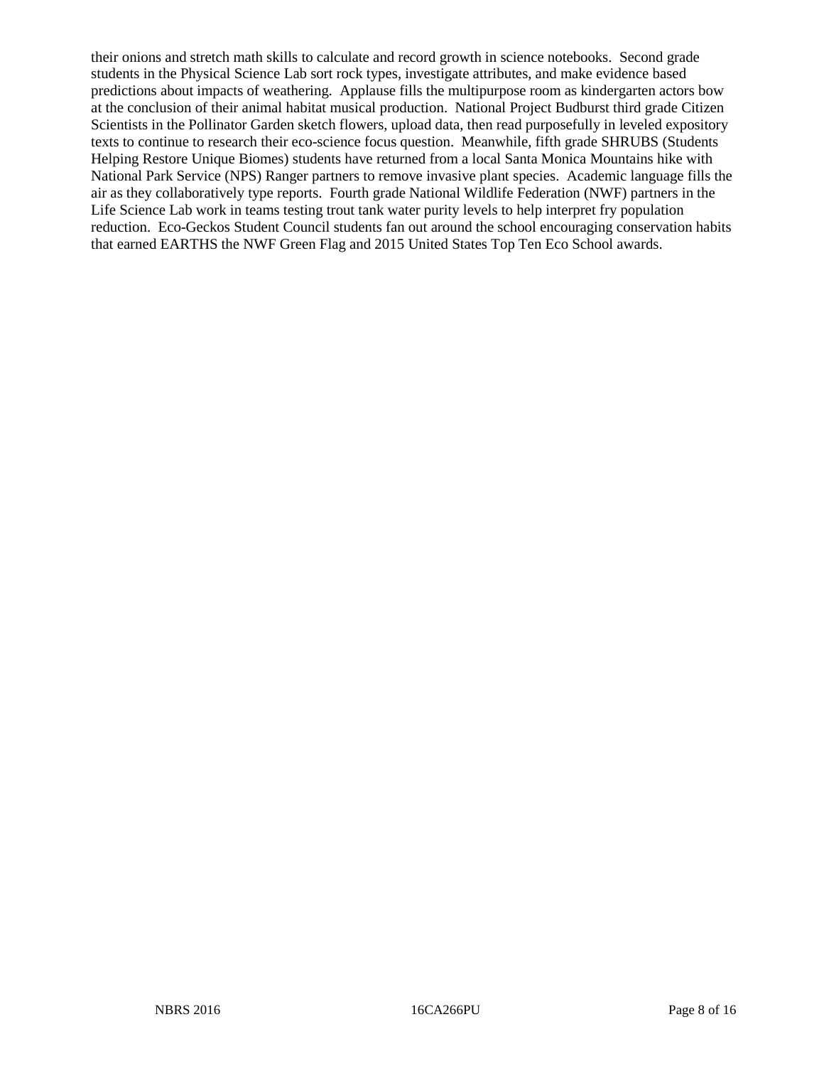their onions and stretch math skills to calculate and record growth in science notebooks. Second grade students in the Physical Science Lab sort rock types, investigate attributes, and make evidence based predictions about impacts of weathering. Applause fills the multipurpose room as kindergarten actors bow at the conclusion of their animal habitat musical production. National Project Budburst third grade Citizen Scientists in the Pollinator Garden sketch flowers, upload data, then read purposefully in leveled expository texts to continue to research their eco-science focus question. Meanwhile, fifth grade SHRUBS (Students Helping Restore Unique Biomes) students have returned from a local Santa Monica Mountains hike with National Park Service (NPS) Ranger partners to remove invasive plant species. Academic language fills the air as they collaboratively type reports. Fourth grade National Wildlife Federation (NWF) partners in the Life Science Lab work in teams testing trout tank water purity levels to help interpret fry population reduction. Eco-Geckos Student Council students fan out around the school encouraging conservation habits that earned EARTHS the NWF Green Flag and 2015 United States Top Ten Eco School awards.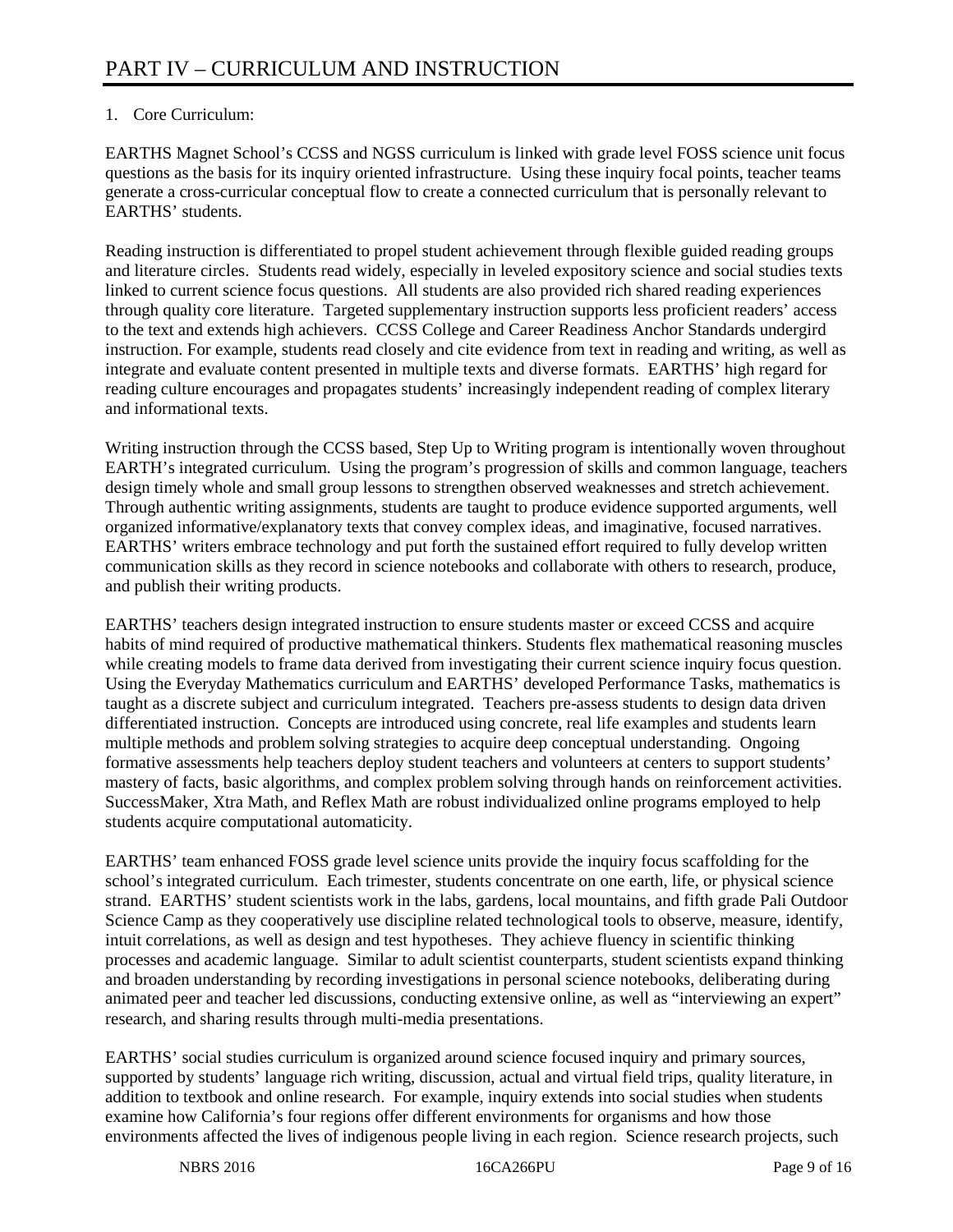# PART IV – CURRICULUM AND INSTRUCTION

1. Core Curriculum:

EARTHS Magnet School's CCSS and NGSS curriculum is linked with grade level FOSS science unit focus questions as the basis for its inquiry oriented infrastructure. Using these inquiry focal points, teacher teams generate a cross-curricular conceptual flow to create a connected curriculum that is personally relevant to EARTHS' students.

Reading instruction is differentiated to propel student achievement through flexible guided reading groups and literature circles. Students read widely, especially in leveled expository science and social studies texts linked to current science focus questions. All students are also provided rich shared reading experiences through quality core literature. Targeted supplementary instruction supports less proficient readers' access to the text and extends high achievers. CCSS College and Career Readiness Anchor Standards undergird instruction. For example, students read closely and cite evidence from text in reading and writing, as well as integrate and evaluate content presented in multiple texts and diverse formats. EARTHS' high regard for reading culture encourages and propagates students' increasingly independent reading of complex literary and informational texts.

Writing instruction through the CCSS based, Step Up to Writing program is intentionally woven throughout EARTH's integrated curriculum. Using the program's progression of skills and common language, teachers design timely whole and small group lessons to strengthen observed weaknesses and stretch achievement. Through authentic writing assignments, students are taught to produce evidence supported arguments, well organized informative/explanatory texts that convey complex ideas, and imaginative, focused narratives. EARTHS' writers embrace technology and put forth the sustained effort required to fully develop written communication skills as they record in science notebooks and collaborate with others to research, produce, and publish their writing products.

EARTHS' teachers design integrated instruction to ensure students master or exceed CCSS and acquire habits of mind required of productive mathematical thinkers. Students flex mathematical reasoning muscles while creating models to frame data derived from investigating their current science inquiry focus question. Using the Everyday Mathematics curriculum and EARTHS' developed Performance Tasks, mathematics is taught as a discrete subject and curriculum integrated. Teachers pre-assess students to design data driven differentiated instruction. Concepts are introduced using concrete, real life examples and students learn multiple methods and problem solving strategies to acquire deep conceptual understanding. Ongoing formative assessments help teachers deploy student teachers and volunteers at centers to support students' mastery of facts, basic algorithms, and complex problem solving through hands on reinforcement activities. SuccessMaker, Xtra Math, and Reflex Math are robust individualized online programs employed to help students acquire computational automaticity.

EARTHS' team enhanced FOSS grade level science units provide the inquiry focus scaffolding for the school's integrated curriculum. Each trimester, students concentrate on one earth, life, or physical science strand. EARTHS' student scientists work in the labs, gardens, local mountains, and fifth grade Pali Outdoor Science Camp as they cooperatively use discipline related technological tools to observe, measure, identify, intuit correlations, as well as design and test hypotheses. They achieve fluency in scientific thinking processes and academic language. Similar to adult scientist counterparts, student scientists expand thinking and broaden understanding by recording investigations in personal science notebooks, deliberating during animated peer and teacher led discussions, conducting extensive online, as well as "interviewing an expert" research, and sharing results through multi-media presentations.

EARTHS' social studies curriculum is organized around science focused inquiry and primary sources, supported by students' language rich writing, discussion, actual and virtual field trips, quality literature, in addition to textbook and online research. For example, inquiry extends into social studies when students examine how California's four regions offer different environments for organisms and how those environments affected the lives of indigenous people living in each region. Science research projects, such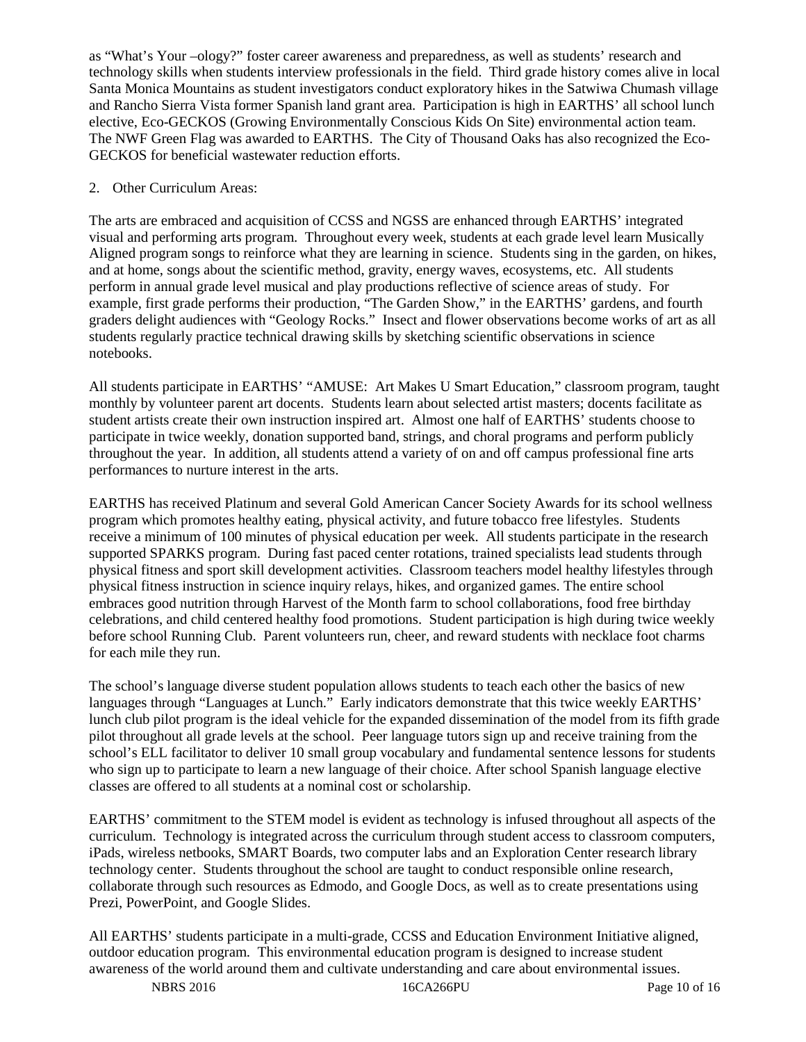as "What's Your –ology?" foster career awareness and preparedness, as well as students' research and technology skills when students interview professionals in the field. Third grade history comes alive in local Santa Monica Mountains as student investigators conduct exploratory hikes in the Satwiwa Chumash village and Rancho Sierra Vista former Spanish land grant area. Participation is high in EARTHS' all school lunch elective, Eco-GECKOS (Growing Environmentally Conscious Kids On Site) environmental action team. The NWF Green Flag was awarded to EARTHS. The City of Thousand Oaks has also recognized the Eco-GECKOS for beneficial wastewater reduction efforts.

2. Other Curriculum Areas:

The arts are embraced and acquisition of CCSS and NGSS are enhanced through EARTHS' integrated visual and performing arts program. Throughout every week, students at each grade level learn Musically Aligned program songs to reinforce what they are learning in science. Students sing in the garden, on hikes, and at home, songs about the scientific method, gravity, energy waves, ecosystems, etc. All students perform in annual grade level musical and play productions reflective of science areas of study. For example, first grade performs their production, "The Garden Show," in the EARTHS' gardens, and fourth graders delight audiences with "Geology Rocks." Insect and flower observations become works of art as all students regularly practice technical drawing skills by sketching scientific observations in science notebooks.

All students participate in EARTHS' "AMUSE: Art Makes U Smart Education," classroom program, taught monthly by volunteer parent art docents. Students learn about selected artist masters; docents facilitate as student artists create their own instruction inspired art. Almost one half of EARTHS' students choose to participate in twice weekly, donation supported band, strings, and choral programs and perform publicly throughout the year. In addition, all students attend a variety of on and off campus professional fine arts performances to nurture interest in the arts.

EARTHS has received Platinum and several Gold American Cancer Society Awards for its school wellness program which promotes healthy eating, physical activity, and future tobacco free lifestyles. Students receive a minimum of 100 minutes of physical education per week. All students participate in the research supported SPARKS program. During fast paced center rotations, trained specialists lead students through physical fitness and sport skill development activities. Classroom teachers model healthy lifestyles through physical fitness instruction in science inquiry relays, hikes, and organized games. The entire school embraces good nutrition through Harvest of the Month farm to school collaborations, food free birthday celebrations, and child centered healthy food promotions. Student participation is high during twice weekly before school Running Club. Parent volunteers run, cheer, and reward students with necklace foot charms for each mile they run.

The school's language diverse student population allows students to teach each other the basics of new languages through "Languages at Lunch." Early indicators demonstrate that this twice weekly EARTHS' lunch club pilot program is the ideal vehicle for the expanded dissemination of the model from its fifth grade pilot throughout all grade levels at the school. Peer language tutors sign up and receive training from the school's ELL facilitator to deliver 10 small group vocabulary and fundamental sentence lessons for students who sign up to participate to learn a new language of their choice. After school Spanish language elective classes are offered to all students at a nominal cost or scholarship.

EARTHS' commitment to the STEM model is evident as technology is infused throughout all aspects of the curriculum. Technology is integrated across the curriculum through student access to classroom computers, iPads, wireless netbooks, SMART Boards, two computer labs and an Exploration Center research library technology center. Students throughout the school are taught to conduct responsible online research, collaborate through such resources as Edmodo, and Google Docs, as well as to create presentations using Prezi, PowerPoint, and Google Slides.

All EARTHS' students participate in a multi-grade, CCSS and Education Environment Initiative aligned, outdoor education program. This environmental education program is designed to increase student awareness of the world around them and cultivate understanding and care about environmental issues.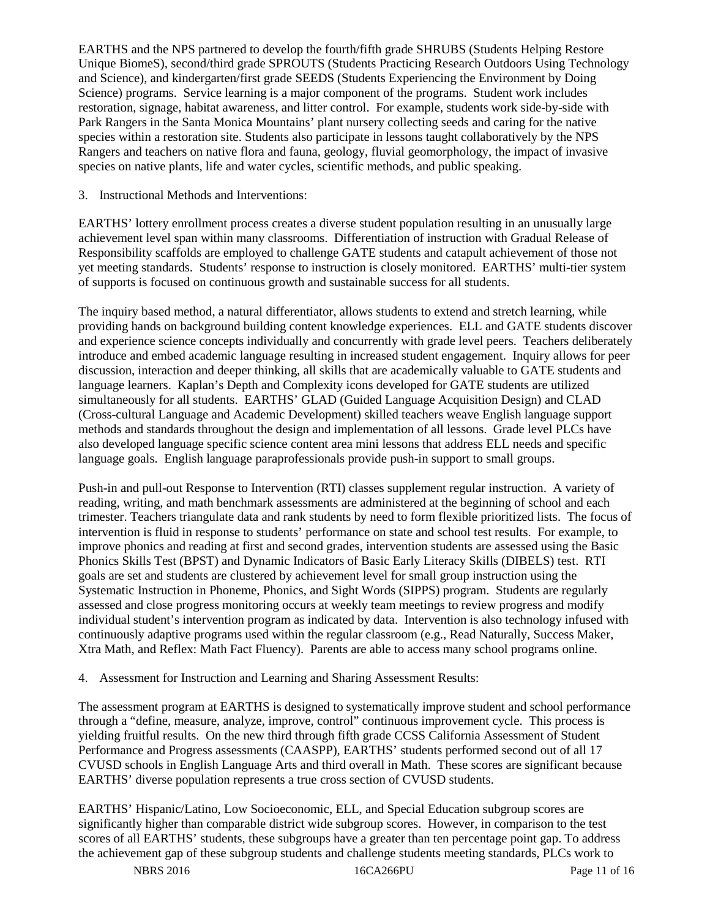EARTHS and the NPS partnered to develop the fourth/fifth grade SHRUBS (Students Helping Restore Unique BiomeS), second/third grade SPROUTS (Students Practicing Research Outdoors Using Technology and Science), and kindergarten/first grade SEEDS (Students Experiencing the Environment by Doing Science) programs. Service learning is a major component of the programs. Student work includes restoration, signage, habitat awareness, and litter control. For example, students work side-by-side with Park Rangers in the Santa Monica Mountains' plant nursery collecting seeds and caring for the native species within a restoration site. Students also participate in lessons taught collaboratively by the NPS Rangers and teachers on native flora and fauna, geology, fluvial geomorphology, the impact of invasive species on native plants, life and water cycles, scientific methods, and public speaking.

3. Instructional Methods and Interventions:

EARTHS' lottery enrollment process creates a diverse student population resulting in an unusually large achievement level span within many classrooms. Differentiation of instruction with Gradual Release of Responsibility scaffolds are employed to challenge GATE students and catapult achievement of those not yet meeting standards. Students' response to instruction is closely monitored. EARTHS' multi-tier system of supports is focused on continuous growth and sustainable success for all students.

The inquiry based method, a natural differentiator, allows students to extend and stretch learning, while providing hands on background building content knowledge experiences. ELL and GATE students discover and experience science concepts individually and concurrently with grade level peers. Teachers deliberately introduce and embed academic language resulting in increased student engagement. Inquiry allows for peer discussion, interaction and deeper thinking, all skills that are academically valuable to GATE students and language learners. Kaplan's Depth and Complexity icons developed for GATE students are utilized simultaneously for all students. EARTHS' GLAD (Guided Language Acquisition Design) and CLAD (Cross-cultural Language and Academic Development) skilled teachers weave English language support methods and standards throughout the design and implementation of all lessons. Grade level PLCs have also developed language specific science content area mini lessons that address ELL needs and specific language goals. English language paraprofessionals provide push-in support to small groups.

Push-in and pull-out Response to Intervention (RTI) classes supplement regular instruction. A variety of reading, writing, and math benchmark assessments are administered at the beginning of school and each trimester. Teachers triangulate data and rank students by need to form flexible prioritized lists. The focus of intervention is fluid in response to students' performance on state and school test results. For example, to improve phonics and reading at first and second grades, intervention students are assessed using the Basic Phonics Skills Test (BPST) and Dynamic Indicators of Basic Early Literacy Skills (DIBELS) test. RTI goals are set and students are clustered by achievement level for small group instruction using the Systematic Instruction in Phoneme, Phonics, and Sight Words (SIPPS) program. Students are regularly assessed and close progress monitoring occurs at weekly team meetings to review progress and modify individual student's intervention program as indicated by data. Intervention is also technology infused with continuously adaptive programs used within the regular classroom (e.g., Read Naturally, Success Maker, Xtra Math, and Reflex: Math Fact Fluency). Parents are able to access many school programs online.

4. Assessment for Instruction and Learning and Sharing Assessment Results:

The assessment program at EARTHS is designed to systematically improve student and school performance through a "define, measure, analyze, improve, control" continuous improvement cycle. This process is yielding fruitful results. On the new third through fifth grade CCSS California Assessment of Student Performance and Progress assessments (CAASPP), EARTHS' students performed second out of all 17 CVUSD schools in English Language Arts and third overall in Math. These scores are significant because EARTHS' diverse population represents a true cross section of CVUSD students.

EARTHS' Hispanic/Latino, Low Socioeconomic, ELL, and Special Education subgroup scores are significantly higher than comparable district wide subgroup scores. However, in comparison to the test scores of all EARTHS' students, these subgroups have a greater than ten percentage point gap. To address the achievement gap of these subgroup students and challenge students meeting standards, PLCs work to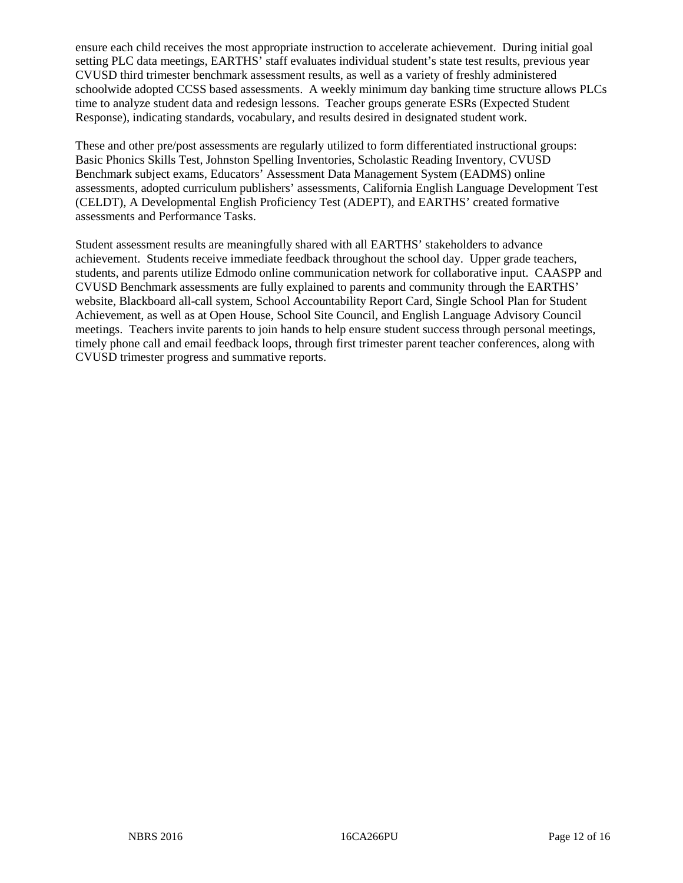ensure each child receives the most appropriate instruction to accelerate achievement. During initial goal setting PLC data meetings, EARTHS' staff evaluates individual student's state test results, previous year CVUSD third trimester benchmark assessment results, as well as a variety of freshly administered schoolwide adopted CCSS based assessments. A weekly minimum day banking time structure allows PLCs time to analyze student data and redesign lessons. Teacher groups generate ESRs (Expected Student Response), indicating standards, vocabulary, and results desired in designated student work.

These and other pre/post assessments are regularly utilized to form differentiated instructional groups: Basic Phonics Skills Test, Johnston Spelling Inventories, Scholastic Reading Inventory, CVUSD Benchmark subject exams, Educators' Assessment Data Management System (EADMS) online assessments, adopted curriculum publishers' assessments, California English Language Development Test (CELDT), A Developmental English Proficiency Test (ADEPT), and EARTHS' created formative assessments and Performance Tasks.

Student assessment results are meaningfully shared with all EARTHS' stakeholders to advance achievement. Students receive immediate feedback throughout the school day. Upper grade teachers, students, and parents utilize Edmodo online communication network for collaborative input. CAASPP and CVUSD Benchmark assessments are fully explained to parents and community through the EARTHS' website, Blackboard all-call system, School Accountability Report Card, Single School Plan for Student Achievement, as well as at Open House, School Site Council, and English Language Advisory Council meetings. Teachers invite parents to join hands to help ensure student success through personal meetings, timely phone call and email feedback loops, through first trimester parent teacher conferences, along with CVUSD trimester progress and summative reports.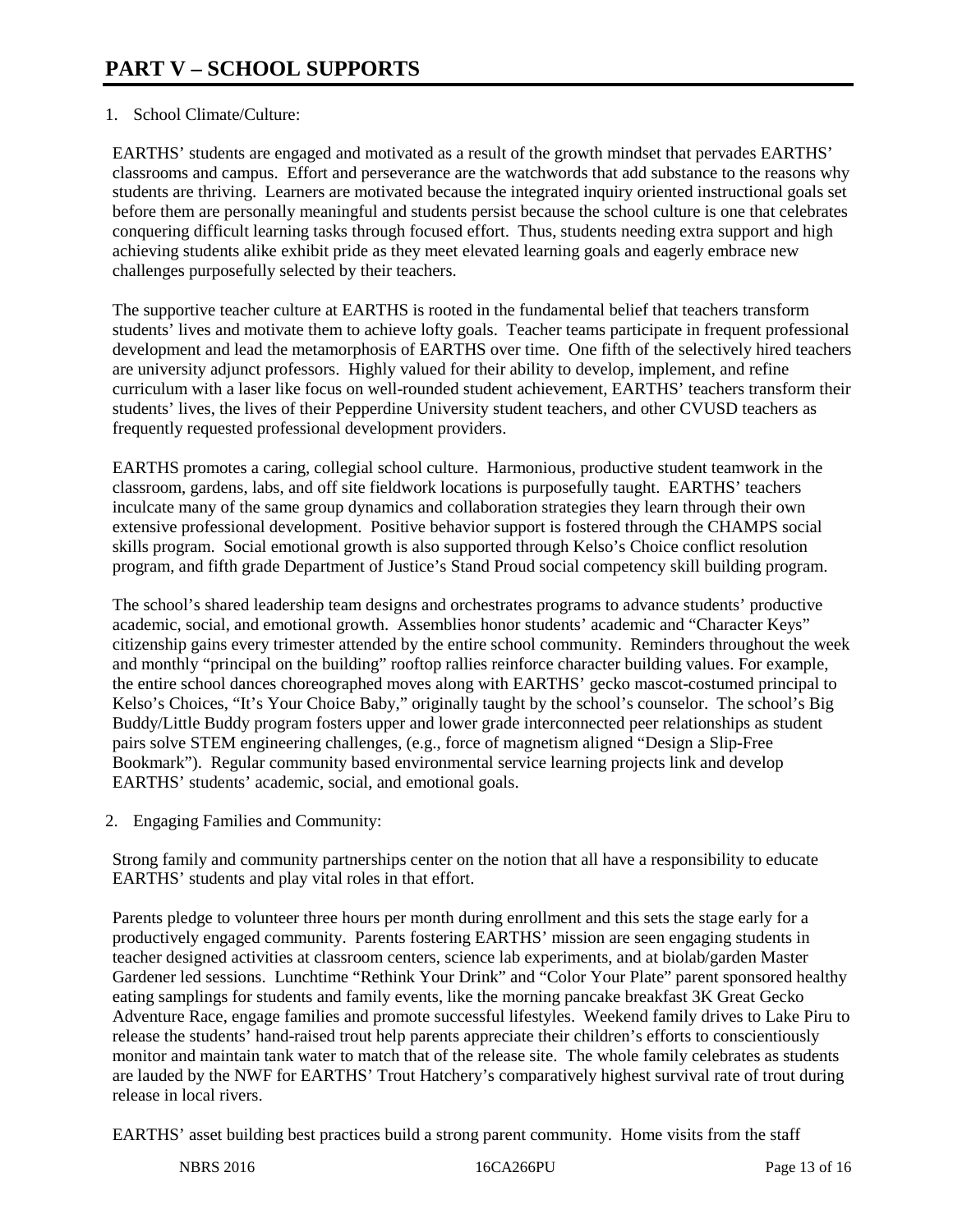# PART V – SCHOOL SUPPORTS

1. School Climate/Culture:

EARTHS' students are engaged and motivated as a result of the growth mindset that pervades EARTHS' classrooms and campus. Effort and perseverance are the watchwords that add substance to the reasons why students are thriving. Learners are motivated because the integrated inquiry oriented instructional goals set before them are personally meaningful and students persist because the school culture is one that celebrates conquering difficult learning tasks through focused effort. Thus, students needing extra support and high achieving students alike exhibit pride as they meet elevated learning goals and eagerly embrace new challenges purposefully selected by their teachers.

The supportive teacher culture at EARTHS is rooted in the fundamental belief that teachers transform students' lives and motivate them to achieve lofty goals. Teacher teams participate in frequent professional development and lead the metamorphosis of EARTHS over time. One fifth of the selectively hired teachers are university adjunct professors. Highly valued for their ability to develop, implement, and refine curriculum with a laser like focus on well-rounded student achievement, EARTHS' teachers transform their students' lives, the lives of their Pepperdine University student teachers, and other CVUSD teachers as frequently requested professional development providers.

EARTHS promotes a caring, collegial school culture. Harmonious, productive student teamwork in the classroom, gardens, labs, and off site fieldwork locations is purposefully taught. EARTHS' teachers inculcate many of the same group dynamics and collaboration strategies they learn through their own extensive professional development. Positive behavior support is fostered through the CHAMPS social skills program. Social emotional growth is also supported through Kelso's Choice conflict resolution program, and fifth grade Department of Justice's Stand Proud social competency skill building program.

The school's shared leadership team designs and orchestrates programs to advance students' productive academic, social, and emotional growth. Assemblies honor students' academic and "Character Keys" citizenship gains every trimester attended by the entire school community. Reminders throughout the week and monthly "principal on the building" rooftop rallies reinforce character building values. For example, the entire school dances choreographed moves along with EARTHS' gecko mascot-costumed principal to Kelso's Choices, "It's Your Choice Baby," originally taught by the school's counselor. The school's Big Buddy/Little Buddy program fosters upper and lower grade interconnected peer relationships as student pairs solve STEM engineering challenges, (e.g., force of magnetism aligned "Design a Slip-Free Bookmark"). Regular community based environmental service learning projects link and develop EARTHS' students' academic, social, and emotional goals.

2. Engaging Families and Community:

Strong family and community partnerships center on the notion that all have a responsibility to educate EARTHS' students and play vital roles in that effort.

Parents pledge to volunteer three hours per month during enrollment and this sets the stage early for a productively engaged community. Parents fostering EARTHS' mission are seen engaging students in teacher designed activities at classroom centers, science lab experiments, and at biolab/garden Master Gardener led sessions. Lunchtime "Rethink Your Drink" and "Color Your Plate" parent sponsored healthy eating samplings for students and family events, like the morning pancake breakfast 3K Great Gecko Adventure Race, engage families and promote successful lifestyles. Weekend family drives to Lake Piru to release the students' hand-raised trout help parents appreciate their children's efforts to conscientiously monitor and maintain tank water to match that of the release site. The whole family celebrates as students are lauded by the NWF for EARTHS' Trout Hatchery's comparatively highest survival rate of trout during release in local rivers.

EARTHS' asset building best practices build a strong parent community. Home visits from the staff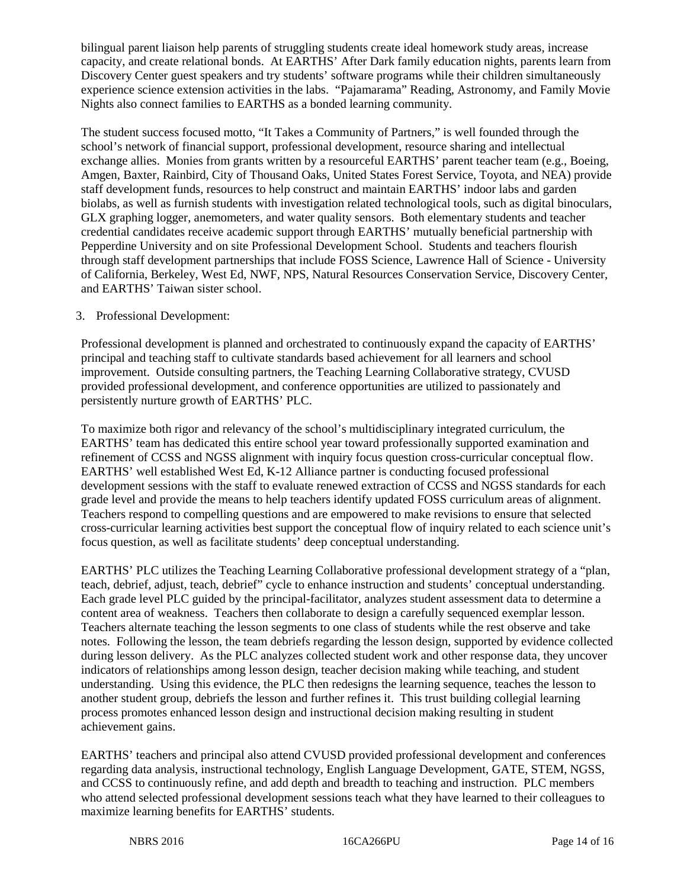bilingual parent liaison help parents of struggling students create ideal homework study areas, increase capacity, and create relational bonds. At EARTHS' After Dark family education nights, parents learn from Discovery Center guest speakers and try students' software programs while their children simultaneously experience science extension activities in the labs. "Pajamarama" Reading, Astronomy, and Family Movie Nights also connect families to EARTHS as a bonded learning community.

The student success focused motto, "It Takes a Community of Partners," is well founded through the school's network of financial support, professional development, resource sharing and intellectual exchange allies. Monies from grants written by a resourceful EARTHS' parent teacher team (e.g., Boeing, Amgen, Baxter, Rainbird, City of Thousand Oaks, United States Forest Service, Toyota, and NEA) provide staff development funds, resources to help construct and maintain EARTHS' indoor labs and garden biolabs, as well as furnish students with investigation related technological tools, such as digital binoculars, GLX graphing logger, anemometers, and water quality sensors. Both elementary students and teacher credential candidates receive academic support through EARTHS' mutually beneficial partnership with Pepperdine University and on site Professional Development School. Students and teachers flourish through staff development partnerships that include FOSS Science, Lawrence Hall of Science - University of California, Berkeley, West Ed, NWF, NPS, Natural Resources Conservation Service, Discovery Center, and EARTHS' Taiwan sister school.

3. Professional Development:

Professional development is planned and orchestrated to continuously expand the capacity of EARTHS' principal and teaching staff to cultivate standards based achievement for all learners and school improvement. Outside consulting partners, the Teaching Learning Collaborative strategy, CVUSD provided professional development, and conference opportunities are utilized to passionately and persistently nurture growth of EARTHS' PLC.

To maximize both rigor and relevancy of the school's multidisciplinary integrated curriculum, the EARTHS' team has dedicated this entire school year toward professionally supported examination and refinement of CCSS and NGSS alignment with inquiry focus question cross-curricular conceptual flow. EARTHS' well established West Ed, K-12 Alliance partner is conducting focused professional development sessions with the staff to evaluate renewed extraction of CCSS and NGSS standards for each grade level and provide the means to help teachers identify updated FOSS curriculum areas of alignment. Teachers respond to compelling questions and are empowered to make revisions to ensure that selected cross-curricular learning activities best support the conceptual flow of inquiry related to each science unit's focus question, as well as facilitate students' deep conceptual understanding.

EARTHS' PLC utilizes the Teaching Learning Collaborative professional development strategy of a "plan, teach, debrief, adjust, teach, debrief" cycle to enhance instruction and students' conceptual understanding. Each grade level PLC guided by the principal-facilitator, analyzes student assessment data to determine a content area of weakness. Teachers then collaborate to design a carefully sequenced exemplar lesson. Teachers alternate teaching the lesson segments to one class of students while the rest observe and take notes. Following the lesson, the team debriefs regarding the lesson design, supported by evidence collected during lesson delivery. As the PLC analyzes collected student work and other response data, they uncover indicators of relationships among lesson design, teacher decision making while teaching, and student understanding. Using this evidence, the PLC then redesigns the learning sequence, teaches the lesson to another student group, debriefs the lesson and further refines it. This trust building collegial learning process promotes enhanced lesson design and instructional decision making resulting in student achievement gains.

EARTHS' teachers and principal also attend CVUSD provided professional development and conferences regarding data analysis, instructional technology, English Language Development, GATE, STEM, NGSS, and CCSS to continuously refine, and add depth and breadth to teaching and instruction. PLC members who attend selected professional development sessions teach what they have learned to their colleagues to maximize learning benefits for EARTHS' students.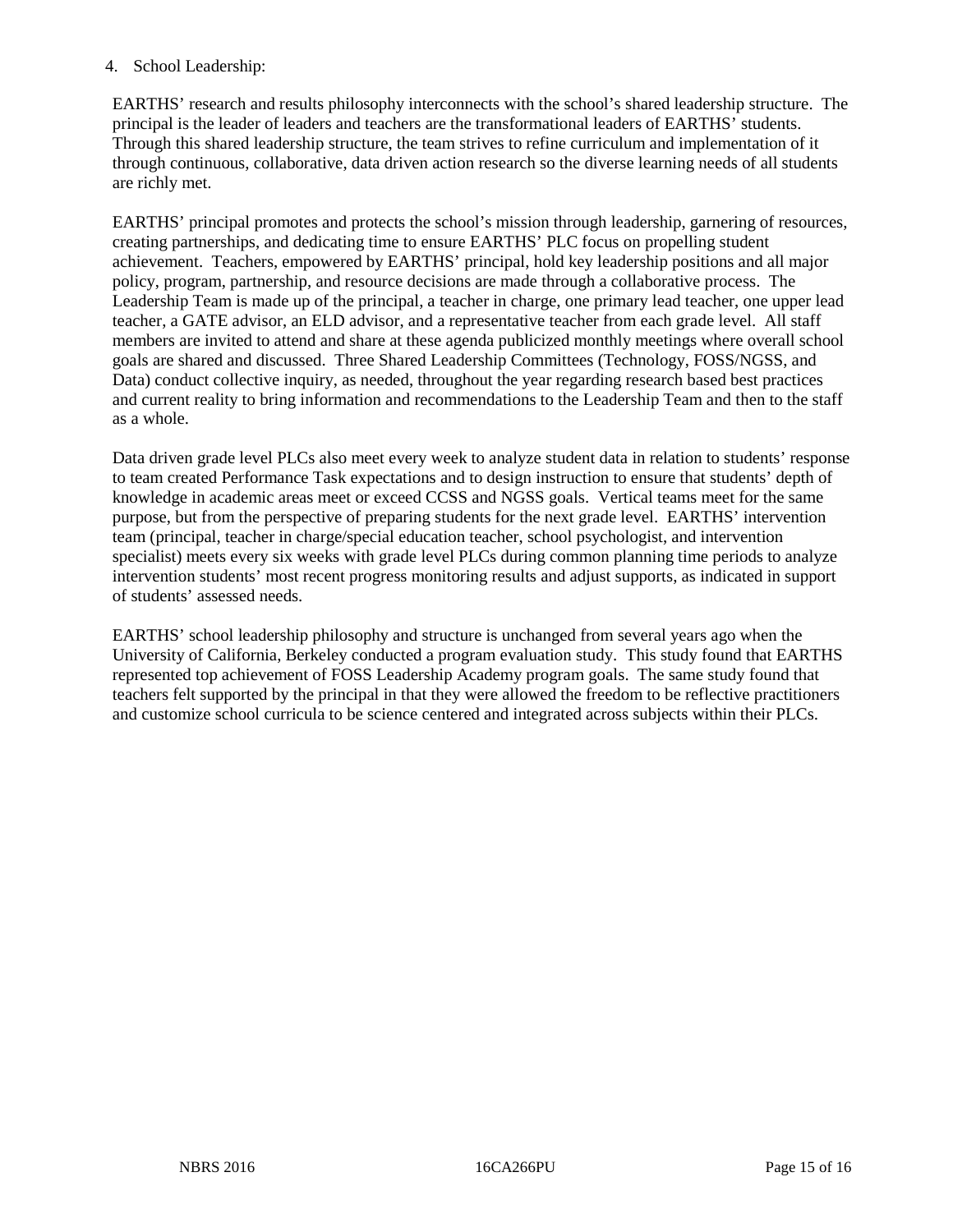4. School Leadership:

EARTHS' research and results philosophy interconnects with the school's shared leadership structure. The principal is the leader of leaders and teachers are the transformational leaders of EARTHS' students. Through this shared leadership structure, the team strives to refine curriculum and implementation of it through continuous, collaborative, data driven action research so the diverse learning needs of all students are richly met.

EARTHS' principal promotes and protects the school's mission through leadership, garnering of resources, creating partnerships, and dedicating time to ensure EARTHS' PLC focus on propelling student achievement. Teachers, empowered by EARTHS' principal, hold key leadership positions and all major policy, program, partnership, and resource decisions are made through a collaborative process. The Leadership Team is made up of the principal, a teacher in charge, one primary lead teacher, one upper lead teacher, a GATE advisor, an ELD advisor, and a representative teacher from each grade level. All staff members are invited to attend and share at these agenda publicized monthly meetings where overall school goals are shared and discussed. Three Shared Leadership Committees (Technology, FOSS/NGSS, and Data) conduct collective inquiry, as needed, throughout the year regarding research based best practices and current reality to bring information and recommendations to the Leadership Team and then to the staff as a whole.

Data driven grade level PLCs also meet every week to analyze student data in relation to students' response to team created Performance Task expectations and to design instruction to ensure that students' depth of knowledge in academic areas meet or exceed CCSS and NGSS goals. Vertical teams meet for the same purpose, but from the perspective of preparing students for the next grade level. EARTHS' intervention team (principal, teacher in charge/special education teacher, school psychologist, and intervention specialist) meets every six weeks with grade level PLCs during common planning time periods to analyze intervention students' most recent progress monitoring results and adjust supports, as indicated in support of students' assessed needs.

EARTHS' school leadership philosophy and structure is unchanged from several years ago when the University of California, Berkeley conducted a program evaluation study. This study found that EARTHS represented top achievement of FOSS Leadership Academy program goals. The same study found that teachers felt supported by the principal in that they were allowed the freedom to be reflective practitioners and customize school curricula to be science centered and integrated across subjects within their PLCs.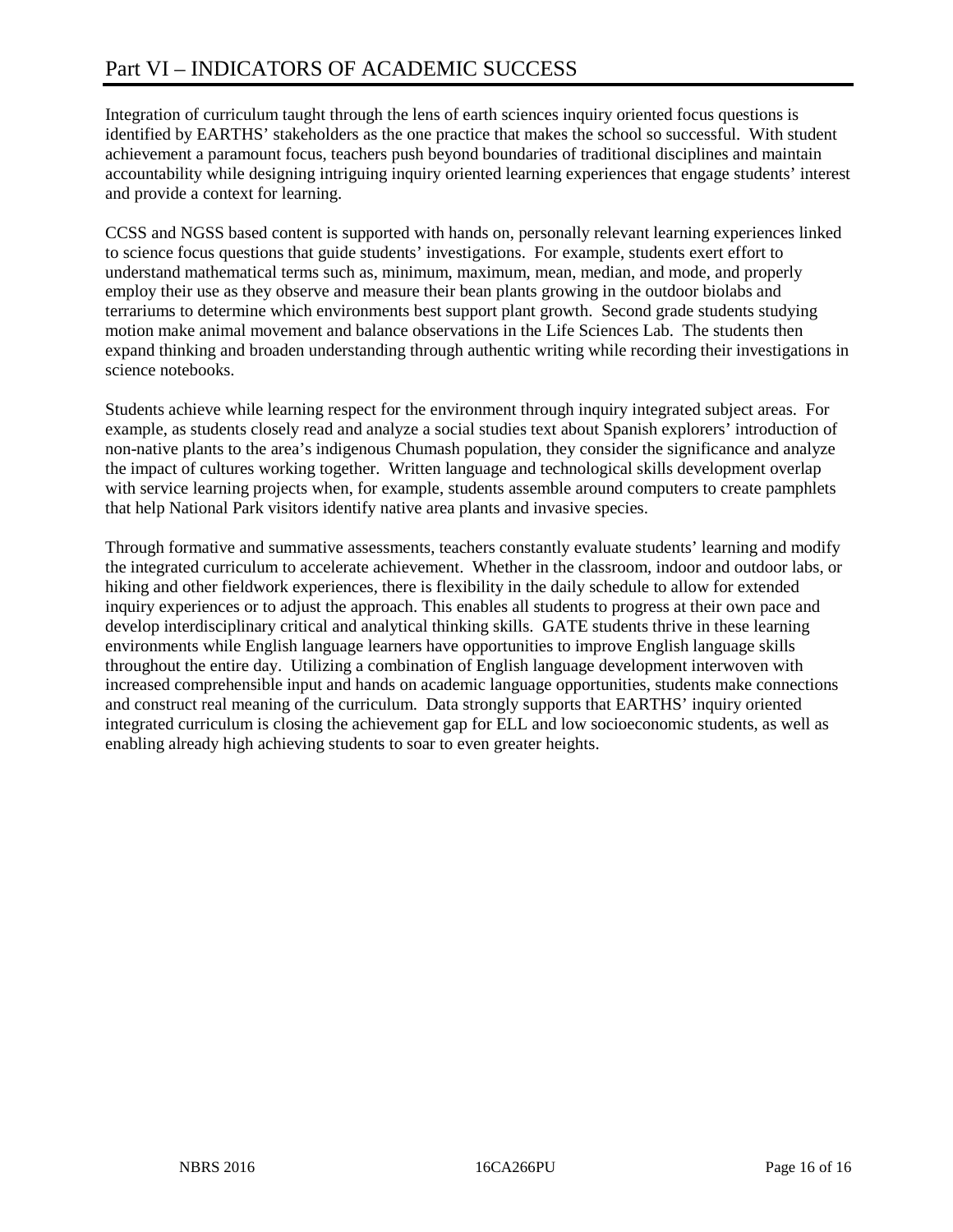# Part VI – INDICATORS OF ACADEMIC SUCCESS

Integration of curriculum taught through the lens of earth sciences inquiry oriented focus questions is identified by EARTHS' stakeholders as the one practice that makes the school so successful. With student achievement a paramount focus, teachers push beyond boundaries of traditional disciplines and maintain accountability while designing intriguing inquiry oriented learning experiences that engage students' interest and provide a context for learning.

CCSS and NGSS based content is supported with hands on, personally relevant learning experiences linked to science focus questions that guide students' investigations. For example, students exert effort to understand mathematical terms such as, minimum, maximum, mean, median, and mode, and properly employ their use as they observe and measure their bean plants growing in the outdoor biolabs and terrariums to determine which environments best support plant growth. Second grade students studying motion make animal movement and balance observations in the Life Sciences Lab. The students then expand thinking and broaden understanding through authentic writing while recording their investigations in science notebooks.

Students achieve while learning respect for the environment through inquiry integrated subject areas. For example, as students closely read and analyze a social studies text about Spanish explorers' introduction of non-native plants to the area's indigenous Chumash population, they consider the significance and analyze the impact of cultures working together. Written language and technological skills development overlap with service learning projects when, for example, students assemble around computers to create pamphlets that help National Park visitors identify native area plants and invasive species.

Through formative and summative assessments, teachers constantly evaluate students' learning and modify the integrated curriculum to accelerate achievement. Whether in the classroom, indoor and outdoor labs, or hiking and other fieldwork experiences, there is flexibility in the daily schedule to allow for extended inquiry experiences or to adjust the approach. This enables all students to progress at their own pace and develop interdisciplinary critical and analytical thinking skills. GATE students thrive in these learning environments while English language learners have opportunities to improve English language skills throughout the entire day. Utilizing a combination of English language development interwoven with increased comprehensible input and hands on academic language opportunities, students make connections and construct real meaning of the curriculum. Data strongly supports that EARTHS' inquiry oriented integrated curriculum is closing the achievement gap for ELL and low socioeconomic students, as well as enabling already high achieving students to soar to even greater heights.